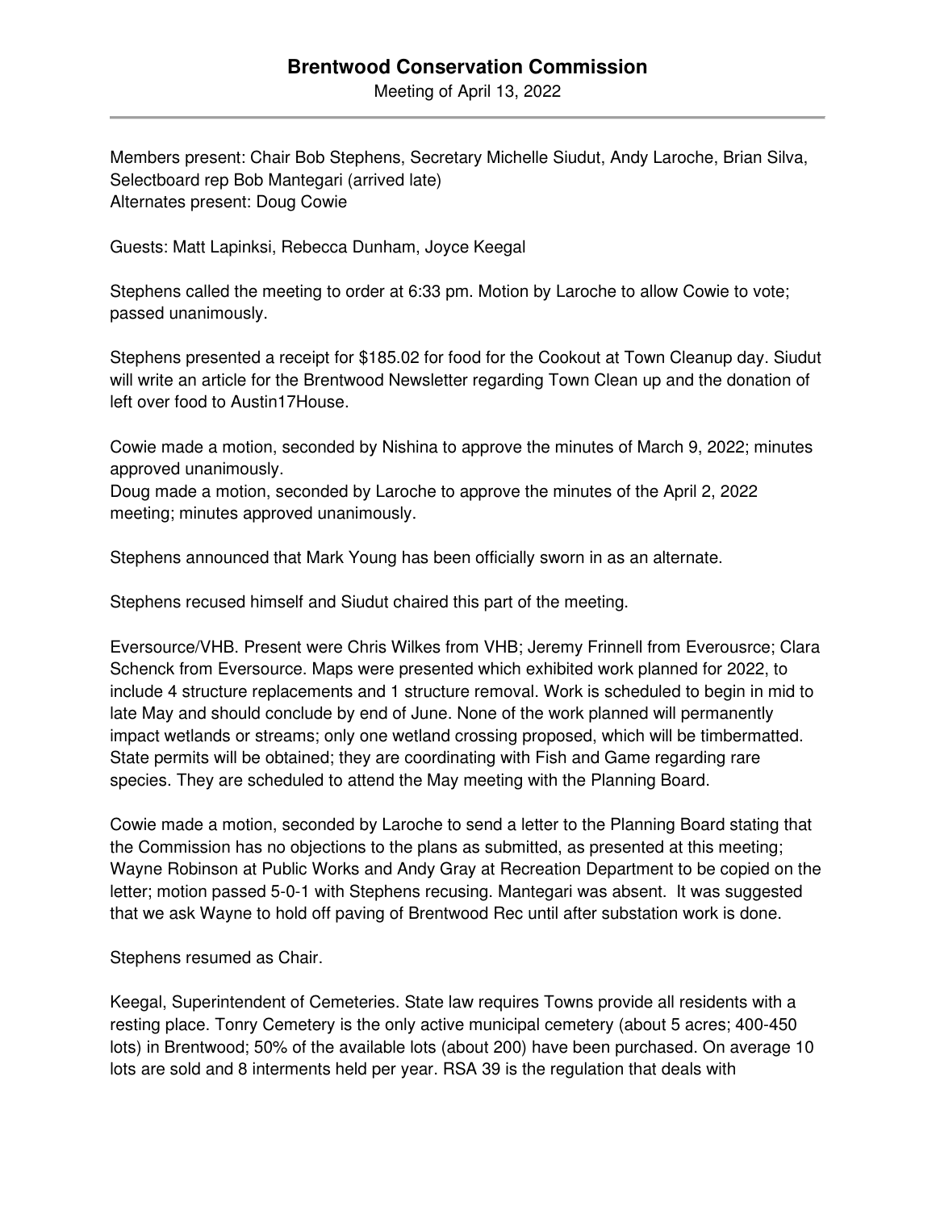# Brentwood Conservation Commission

Meeting of April 13, 2022

Members present: Chair Bob Stephens, Secretary Michelle Siudut, Andy Laroche, Brian Silva, Selectboard rep Bob Mantegari (arrived late)
Alternates present: Doug Cowie

Guests: Matt Lapinksi, Rebecca Dunham, Joyce Keegal

Stephens called the meeting to order at 6:33 pm. Motion by Laroche to allow Cowie to vote; passed unanimously.

Stephens presented a receipt for $185.02 for food for the Cookout at Town Cleanup day. Siudut will write an article for the Brentwood Newsletter regarding Town Clean up and the donation of left over food to Austin17House.

Cowie made a motion, seconded by Nishina to approve the minutes of March 9, 2022; minutes approved unanimously.
Doug made a motion, seconded by Laroche to approve the minutes of the April 2, 2022 meeting; minutes approved unanimously.

Stephens announced that Mark Young has been officially sworn in as an alternate.

Stephens recused himself and Siudut chaired this part of the meeting.

Eversource/VHB. Present were Chris Wilkes from VHB; Jeremy Frinnell from Everousrce; Clara Schenck from Eversource. Maps were presented which exhibited work planned for 2022, to include 4 structure replacements and 1 structure removal. Work is scheduled to begin in mid to late May and should conclude by end of June. None of the work planned will permanently impact wetlands or streams; only one wetland crossing proposed, which will be timbermatted. State permits will be obtained; they are coordinating with Fish and Game regarding rare species. They are scheduled to attend the May meeting with the Planning Board.

Cowie made a motion, seconded by Laroche to send a letter to the Planning Board stating that the Commission has no objections to the plans as submitted, as presented at this meeting; Wayne Robinson at Public Works and Andy Gray at Recreation Department to be copied on the letter; motion passed 5-0-1 with Stephens recusing. Mantegari was absent. It was suggested that we ask Wayne to hold off paving of Brentwood Rec until after substation work is done.

Stephens resumed as Chair.

Keegal, Superintendent of Cemeteries. State law requires Towns provide all residents with a resting place. Tonry Cemetery is the only active municipal cemetery (about 5 acres; 400-450 lots) in Brentwood; 50% of the available lots (about 200) have been purchased. On average 10 lots are sold and 8 interments held per year. RSA 39 is the regulation that deals with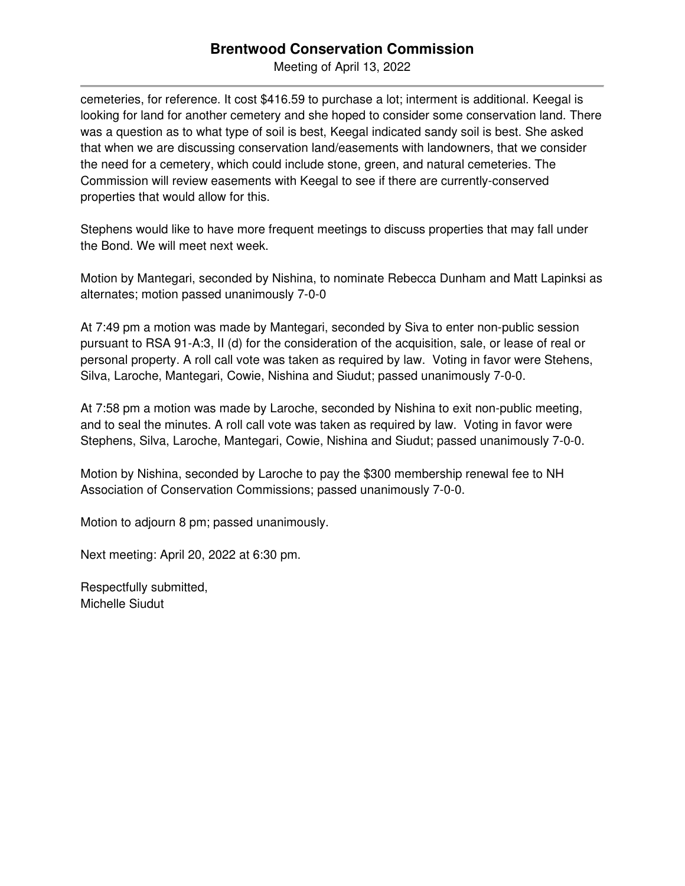cemeteries, for reference. It cost $416.59 to purchase a lot; interment is additional. Keegal is looking for land for another cemetery and she hoped to consider some conservation land. There was a question as to what type of soil is best, Keegal indicated sandy soil is best. She asked that when we are discussing conservation land/easements with landowners, that we consider the need for a cemetery, which could include stone, green, and natural cemeteries. The Commission will review easements with Keegal to see if there are currently-conserved properties that would allow for this.

Stephens would like to have more frequent meetings to discuss properties that may fall under the Bond. We will meet next week.

Motion by Mantegari, seconded by Nishina, to nominate Rebecca Dunham and Matt Lapinksi as alternates; motion passed unanimously 7-0-0

At 7:49 pm a motion was made by Mantegari, seconded by Siva to enter non-public session pursuant to RSA 91-A:3, II (d) for the consideration of the acquisition, sale, or lease of real or personal property. A roll call vote was taken as required by law. Voting in favor were Stehens, Silva, Laroche, Mantegari, Cowie, Nishina and Siudut; passed unanimously 7-0-0.

At 7:58 pm a motion was made by Laroche, seconded by Nishina to exit non-public meeting, and to seal the minutes. A roll call vote was taken as required by law. Voting in favor were Stephens, Silva, Laroche, Mantegari, Cowie, Nishina and Siudut; passed unanimously 7-0-0.

Motion by Nishina, seconded by Laroche to pay the $300 membership renewal fee to NH Association of Conservation Commissions; passed unanimously 7-0-0.

Motion to adjourn 8 pm; passed unanimously.

Next meeting: April 20, 2022 at 6:30 pm.

Respectfully submitted,
Michelle Siudut